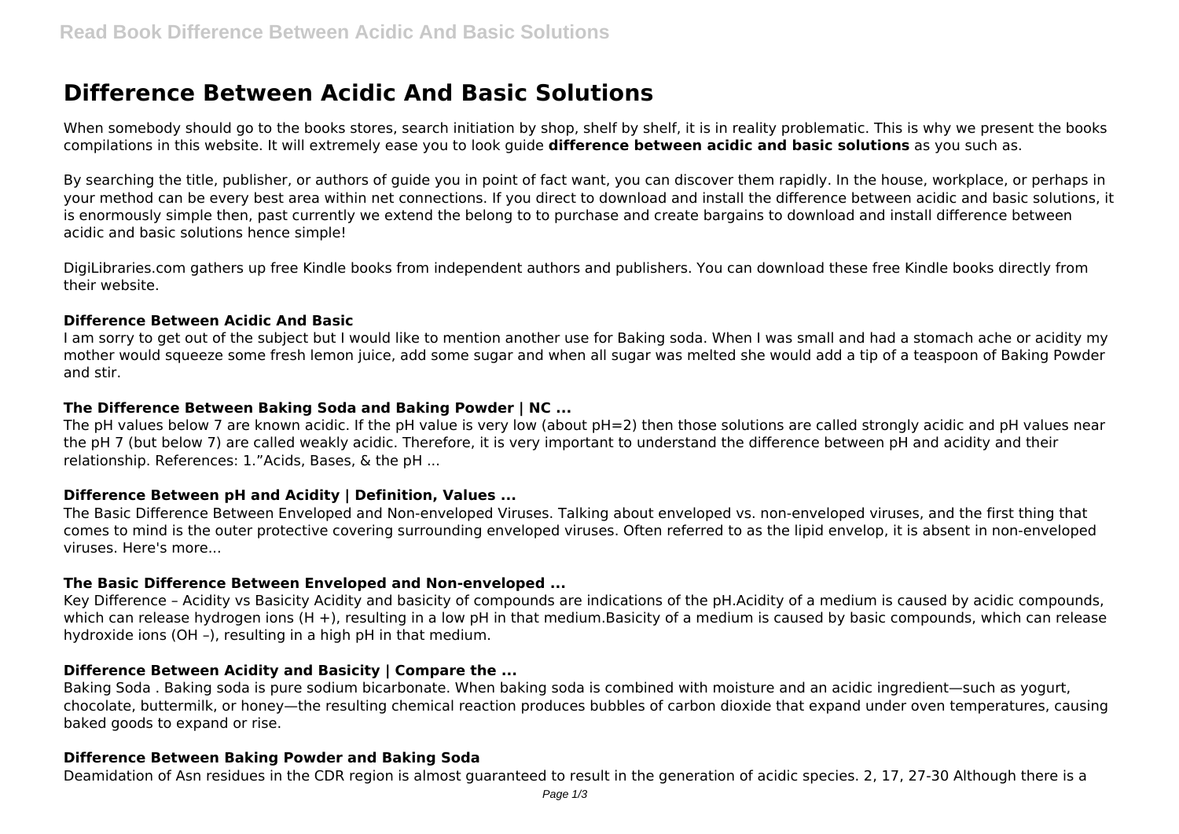# Difference Between Acidic And Basic Solutions

When somebody should go to the books stores, search initiation by shop, shelf by shelf, it is in reality problematic. This is why we present the books compilations in this website. It will extremely ease you to look guide **difference between acidic and basic solutions** as you such as.

By searching the title, publisher, or authors of guide you in point of fact want, you can discover them rapidly. In the house, workplace, or perhaps in your method can be every best area within net connections. If you direct to download and install the difference between acidic and basic solutions, it is enormously simple then, past currently we extend the belong to to purchase and create bargains to download and install difference between acidic and basic solutions hence simple!

DigiLibraries.com gathers up free Kindle books from independent authors and publishers. You can download these free Kindle books directly from their website.

### Difference Between Acidic And Basic

I am sorry to get out of the subject but I would like to mention another use for Baking soda. When I was small and had a stomach ache or acidity my mother would squeeze some fresh lemon juice, add some sugar and when all sugar was melted she would add a tip of a teaspoon of Baking Powder and stir.

### The Difference Between Baking Soda and Baking Powder | NC ...

The pH values below 7 are known acidic. If the pH value is very low (about pH=2) then those solutions are called strongly acidic and pH values near the pH 7 (but below 7) are called weakly acidic. Therefore, it is very important to understand the difference between pH and acidity and their relationship. References: 1."Acids, Bases, & the pH ...

### Difference Between pH and Acidity | Definition, Values ...

The Basic Difference Between Enveloped and Non-enveloped Viruses. Talking about enveloped vs. non-enveloped viruses, and the first thing that comes to mind is the outer protective covering surrounding enveloped viruses. Often referred to as the lipid envelop, it is absent in non-enveloped viruses. Here's more...

### The Basic Difference Between Enveloped and Non-enveloped ...

Key Difference – Acidity vs Basicity Acidity and basicity of compounds are indications of the pH.Acidity of a medium is caused by acidic compounds, which can release hydrogen ions ($H^+$), resulting in a low pH in that medium.Basicity of a medium is caused by basic compounds, which can release hydroxide ions ($OH^-$), resulting in a high pH in that medium.

### Difference Between Acidity and Basicity | Compare the ...

Baking Soda . Baking soda is pure sodium bicarbonate. When baking soda is combined with moisture and an acidic ingredient—such as yogurt, chocolate, buttermilk, or honey—the resulting chemical reaction produces bubbles of carbon dioxide that expand under oven temperatures, causing baked goods to expand or rise.

### Difference Between Baking Powder and Baking Soda

Deamidation of Asn residues in the CDR region is almost guaranteed to result in the generation of acidic species. 2, 17, 27-30 Although there is a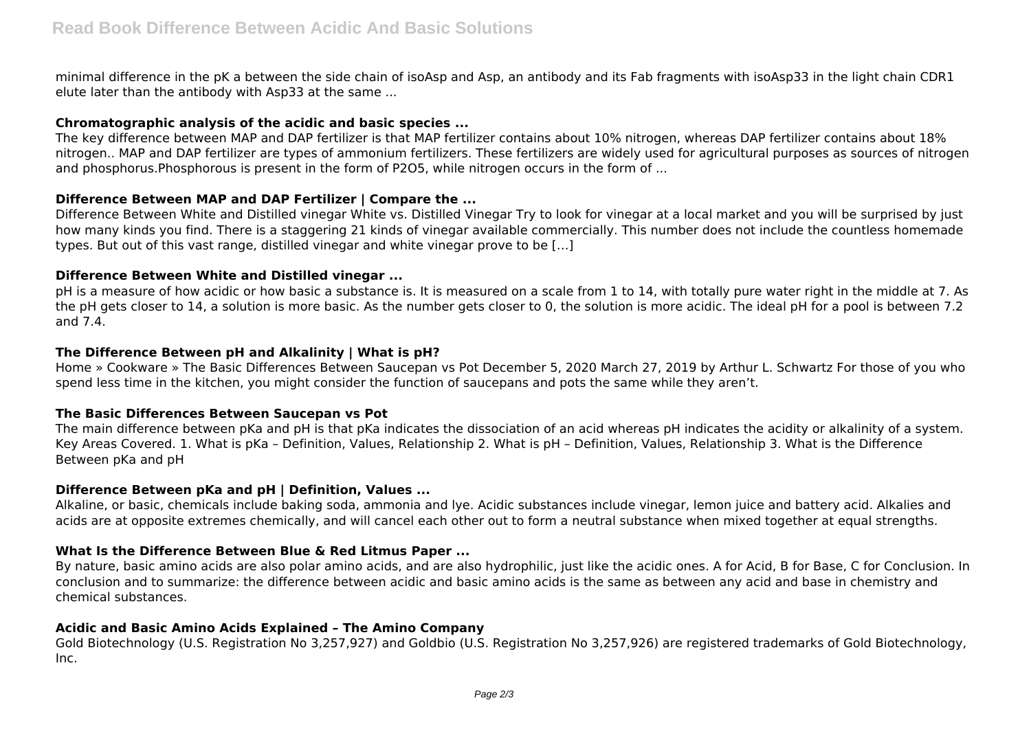minimal difference in the pK a between the side chain of isoAsp and Asp, an antibody and its Fab fragments with isoAsp33 in the light chain CDR1 elute later than the antibody with Asp33 at the same ...

### Chromatographic analysis of the acidic and basic species ...

The key difference between MAP and DAP fertilizer is that MAP fertilizer contains about 10% nitrogen, whereas DAP fertilizer contains about 18% nitrogen.. MAP and DAP fertilizer are types of ammonium fertilizers. These fertilizers are widely used for agricultural purposes as sources of nitrogen and phosphorus.Phosphorous is present in the form of P2O5, while nitrogen occurs in the form of ...

### Difference Between MAP and DAP Fertilizer | Compare the ...

Difference Between White and Distilled vinegar White vs. Distilled Vinegar Try to look for vinegar at a local market and you will be surprised by just how many kinds you find. There is a staggering 21 kinds of vinegar available commercially. This number does not include the countless homemade types. But out of this vast range, distilled vinegar and white vinegar prove to be […]

### Difference Between White and Distilled vinegar ...

pH is a measure of how acidic or how basic a substance is. It is measured on a scale from 1 to 14, with totally pure water right in the middle at 7. As the pH gets closer to 14, a solution is more basic. As the number gets closer to 0, the solution is more acidic. The ideal pH for a pool is between 7.2 and 7.4.

### The Difference Between pH and Alkalinity | What is pH?

Home » Cookware » The Basic Differences Between Saucepan vs Pot December 5, 2020 March 27, 2019 by Arthur L. Schwartz For those of you who spend less time in the kitchen, you might consider the function of saucepans and pots the same while they aren't.

### The Basic Differences Between Saucepan vs Pot

The main difference between pKa and pH is that pKa indicates the dissociation of an acid whereas pH indicates the acidity or alkalinity of a system. Key Areas Covered. 1. What is pKa – Definition, Values, Relationship 2. What is pH – Definition, Values, Relationship 3. What is the Difference Between pKa and pH

### Difference Between pKa and pH | Definition, Values ...

Alkaline, or basic, chemicals include baking soda, ammonia and lye. Acidic substances include vinegar, lemon juice and battery acid. Alkalies and acids are at opposite extremes chemically, and will cancel each other out to form a neutral substance when mixed together at equal strengths.

### What Is the Difference Between Blue & Red Litmus Paper ...

By nature, basic amino acids are also polar amino acids, and are also hydrophilic, just like the acidic ones. A for Acid, B for Base, C for Conclusion. In conclusion and to summarize: the difference between acidic and basic amino acids is the same as between any acid and base in chemistry and chemical substances.

### Acidic and Basic Amino Acids Explained – The Amino Company

Gold Biotechnology (U.S. Registration No 3,257,927) and Goldbio (U.S. Registration No 3,257,926) are registered trademarks of Gold Biotechnology, Inc.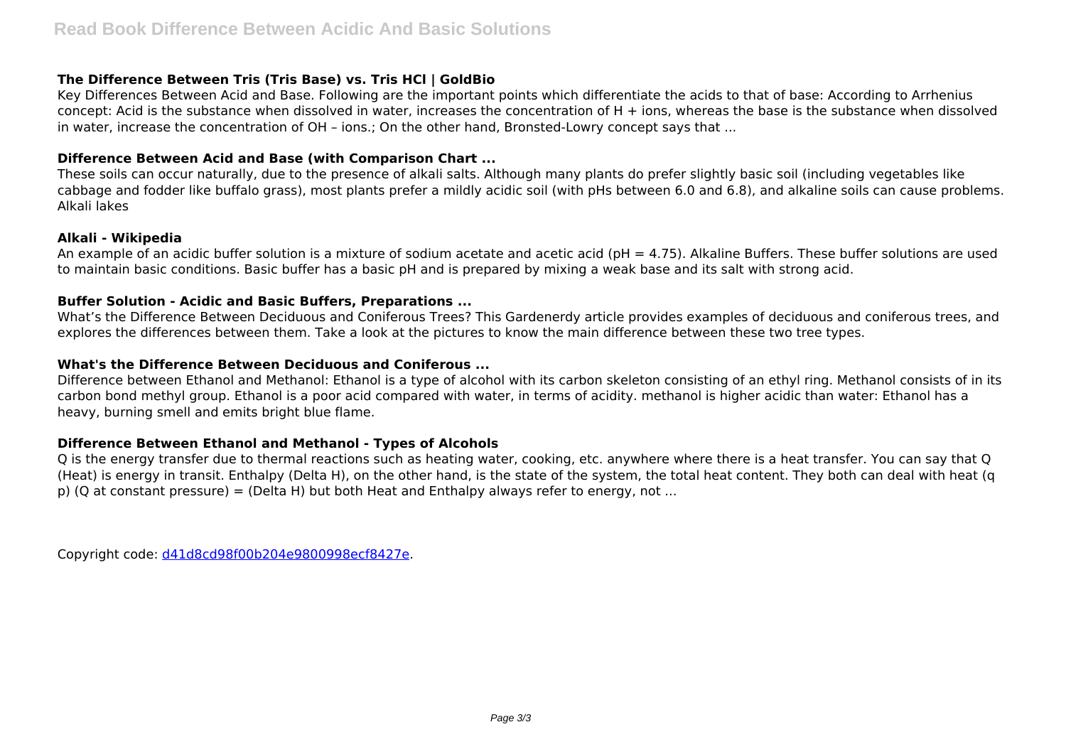### The Difference Between Tris (Tris Base) vs. Tris HCl | GoldBio

Key Differences Between Acid and Base. Following are the important points which differentiate the acids to that of base: According to Arrhenius concept: Acid is the substance when dissolved in water, increases the concentration of H + ions, whereas the base is the substance when dissolved in water, increase the concentration of OH – ions.; On the other hand, Bronsted-Lowry concept says that ...

### Difference Between Acid and Base (with Comparison Chart ...

These soils can occur naturally, due to the presence of alkali salts. Although many plants do prefer slightly basic soil (including vegetables like cabbage and fodder like buffalo grass), most plants prefer a mildly acidic soil (with pHs between 6.0 and 6.8), and alkaline soils can cause problems. Alkali lakes

### Alkali - Wikipedia

An example of an acidic buffer solution is a mixture of sodium acetate and acetic acid (pH = 4.75). Alkaline Buffers. These buffer solutions are used to maintain basic conditions. Basic buffer has a basic pH and is prepared by mixing a weak base and its salt with strong acid.

### Buffer Solution - Acidic and Basic Buffers, Preparations ...

What's the Difference Between Deciduous and Coniferous Trees? This Gardenerdy article provides examples of deciduous and coniferous trees, and explores the differences between them. Take a look at the pictures to know the main difference between these two tree types.

### What's the Difference Between Deciduous and Coniferous ...

Difference between Ethanol and Methanol: Ethanol is a type of alcohol with its carbon skeleton consisting of an ethyl ring. Methanol consists of in its carbon bond methyl group. Ethanol is a poor acid compared with water, in terms of acidity. methanol is higher acidic than water: Ethanol has a heavy, burning smell and emits bright blue flame.

### Difference Between Ethanol and Methanol - Types of Alcohols

Q is the energy transfer due to thermal reactions such as heating water, cooking, etc. anywhere where there is a heat transfer. You can say that Q (Heat) is energy in transit. Enthalpy (Delta H), on the other hand, is the state of the system, the total heat content. They both can deal with heat (q p) (Q at constant pressure) = (Delta H) but both Heat and Enthalpy always refer to energy, not ...

Copyright code: d41d8cd98f00b204e9800998ecf8427e.